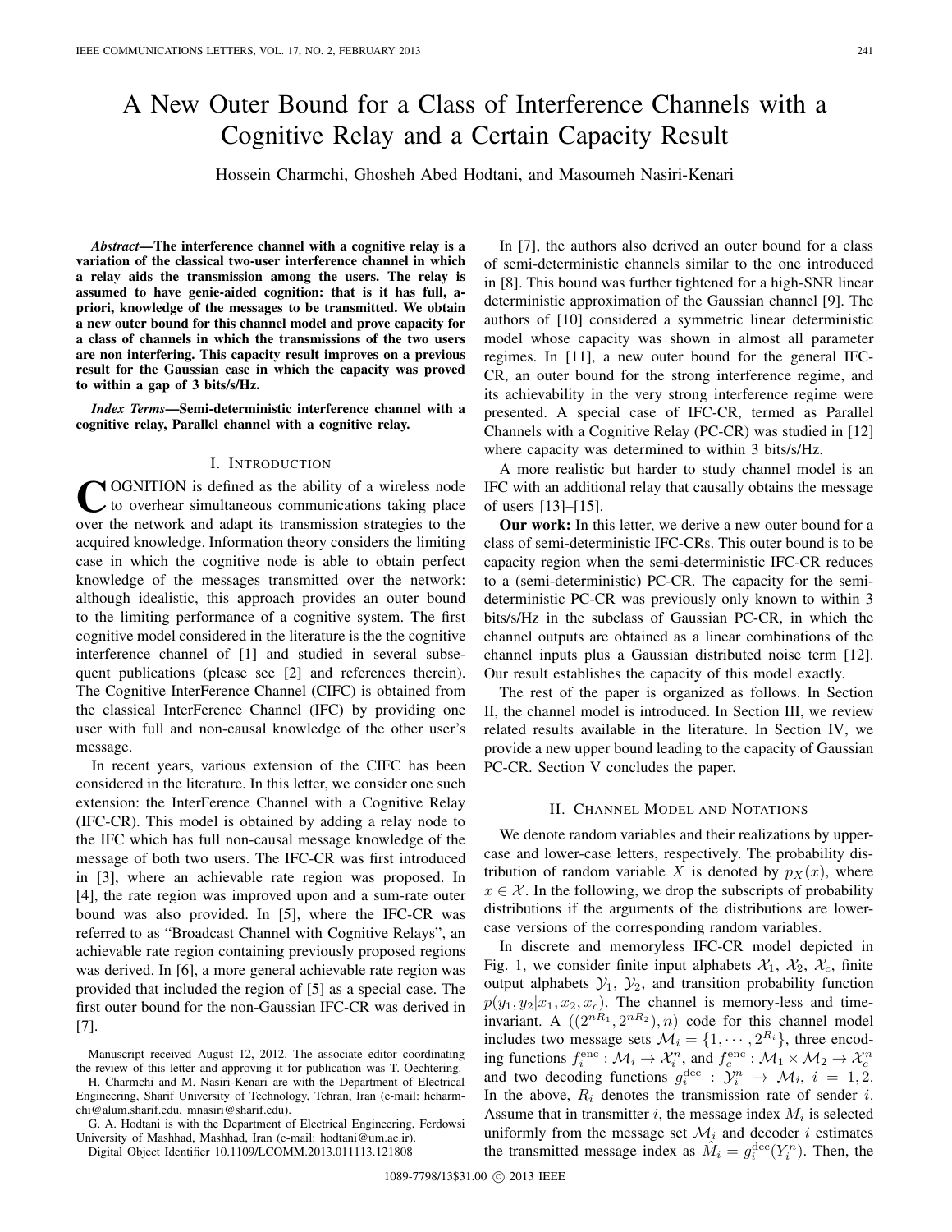# A New Outer Bound for a Class of Interference Channels with a Cognitive Relay and a Certain Capacity Result

Hossein Charmchi, Ghosheh Abed Hodtani, and Masoumeh Nasiri-Kenari

***Abstract*—The interference channel with a cognitive relay is a variation of the classical two-user interference channel in which a relay aids the transmission among the users. The relay is assumed to have genie-aided cognition: that is it has full, a-priori, knowledge of the messages to be transmitted. We obtain a new outer bound for this channel model and prove capacity for a class of channels in which the transmissions of the two users are non interfering. This capacity result improves on a previous result for the Gaussian case in which the capacity was proved to within a gap of 3 bits/s/Hz.**

***Index Terms*—Semi-deterministic interference channel with a cognitive relay, Parallel channel with a cognitive relay.**

## I. Introduction

COGNITION is defined as the ability of a wireless node to overhear simultaneous communications taking place over the network and adapt its transmission strategies to the acquired knowledge. Information theory considers the limiting case in which the cognitive node is able to obtain perfect knowledge of the messages transmitted over the network: although idealistic, this approach provides an outer bound to the limiting performance of a cognitive system. The first cognitive model considered in the literature is the the cognitive interference channel of [1] and studied in several subsequent publications (please see [2] and references therein). The Cognitive InterFerence Channel (CIFC) is obtained from the classical InterFerence Channel (IFC) by providing one user with full and non-causal knowledge of the other user's message.

In recent years, various extension of the CIFC has been considered in the literature. In this letter, we consider one such extension: the InterFerence Channel with a Cognitive Relay (IFC-CR). This model is obtained by adding a relay node to the IFC which has full non-causal message knowledge of the message of both two users. The IFC-CR was first introduced in [3], where an achievable rate region was proposed. In [4], the rate region was improved upon and a sum-rate outer bound was also provided. In [5], where the IFC-CR was referred to as "Broadcast Channel with Cognitive Relays", an achievable rate region containing previously proposed regions was derived. In [6], a more general achievable rate region was provided that included the region of [5] as a special case. The first outer bound for the non-Gaussian IFC-CR was derived in [7].

In [7], the authors also derived an outer bound for a class of semi-deterministic channels similar to the one introduced in [8]. This bound was further tightened for a high-SNR linear deterministic approximation of the Gaussian channel [9]. The authors of [10] considered a symmetric linear deterministic model whose capacity was shown in almost all parameter regimes. In [11], a new outer bound for the general IFC-CR, an outer bound for the strong interference regime, and its achievability in the very strong interference regime were presented. A special case of IFC-CR, termed as Parallel Channels with a Cognitive Relay (PC-CR) was studied in [12] where capacity was determined to within 3 bits/s/Hz.

A more realistic but harder to study channel model is an IFC with an additional relay that causally obtains the message of users [13]–[15].

**Our work:** In this letter, we derive a new outer bound for a class of semi-deterministic IFC-CRs. This outer bound is to be capacity region when the semi-deterministic IFC-CR reduces to a (semi-deterministic) PC-CR. The capacity for the semi-deterministic PC-CR was previously only known to within 3 bits/s/Hz in the subclass of Gaussian PC-CR, in which the channel outputs are obtained as a linear combinations of the channel inputs plus a Gaussian distributed noise term [12]. Our result establishes the capacity of this model exactly.

The rest of the paper is organized as follows. In Section II, the channel model is introduced. In Section III, we review related results available in the literature. In Section IV, we provide a new upper bound leading to the capacity of Gaussian PC-CR. Section V concludes the paper.

## II. Channel Model and Notations

We denote random variables and their realizations by uppercase and lower-case letters, respectively. The probability distribution of random variable $X$ is denoted by $p_X(x)$, where $x \in \mathcal{X}$. In the following, we drop the subscripts of probability distributions if the arguments of the distributions are lowercase versions of the corresponding random variables.

In discrete and memoryless IFC-CR model depicted in Fig. 1, we consider finite input alphabets $\mathcal{X}_1$, $\mathcal{X}_2$, $\mathcal{X}_c$, finite output alphabets $\mathcal{Y}_1$, $\mathcal{Y}_2$, and transition probability function $p(y_1, y_2|x_1, x_2, x_c)$. The channel is memory-less and time-invariant. A $((2^{nR_1}, 2^{nR_2}), n)$ code for this channel model includes two message sets $\mathcal{M}_i = \{1, \cdots, 2^{R_i}\}$, three encoding functions $f_i^{\text{enc}} : \mathcal{M}_i \to \mathcal{X}_i^n$, and $f_c^{\text{enc}} : \mathcal{M}_1 \times \mathcal{M}_2 \to \mathcal{X}_c^n$ and two decoding functions $g_i^{\text{dec}} : \mathcal{Y}_i^n \to \mathcal{M}_i$, $i = 1, 2$. In the above, $R_i$ denotes the transmission rate of sender $i$. Assume that in transmitter $i$, the message index $M_i$ is selected uniformly from the message set $\mathcal{M}_i$ and decoder $i$ estimates the transmitted message index as $\hat{M}_i = g_i^{\text{dec}}(Y_i^n)$. Then, the

Manuscript received August 12, 2012. The associate editor coordinating the review of this letter and approving it for publication was T. Oechtering.

H. Charmchi and M. Nasiri-Kenari are with the Department of Electrical Engineering, Sharif University of Technology, Tehran, Iran (e-mail: hcharmchi@alum.sharif.edu, mnasiri@sharif.edu).

G. A. Hodtani is with the Department of Electrical Engineering, Ferdowsi University of Mashhad, Mashhad, Iran (e-mail: hodtani@um.ac.ir).

Digital Object Identifier 10.1109/LCOMM.2013.011113.121808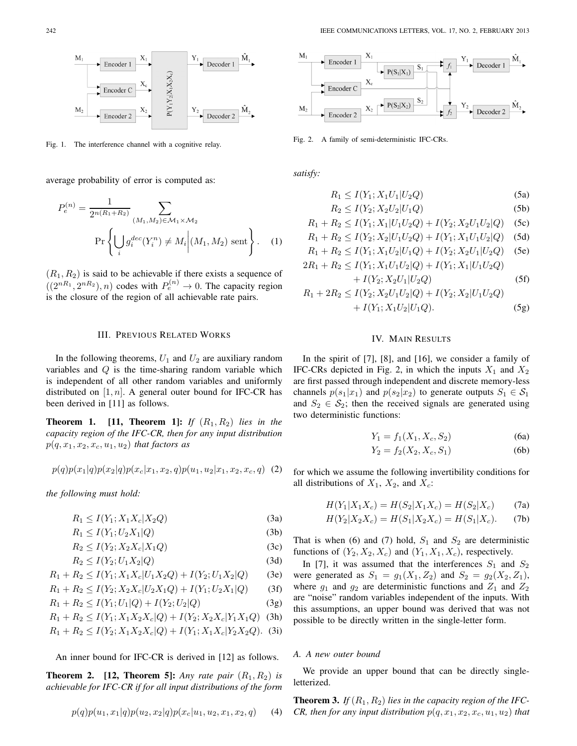Fig. 1. The interference channel with a cognitive relay.

average probability of error is computed as:

$$P_e^{(n)} = \frac{1}{2^{n(R_1+R_2)}} \sum_{(M_1,M_2)\in\mathcal{M}_1\times\mathcal{M}_2} \Pr\left\{ \bigcup_i g_i^{dec}(Y_i^n) \neq M_i \middle| (M_1, M_2) \text{ sent} \right\}. \quad (1)$$

$(R_1, R_2)$ is said to be achievable if there exists a sequence of $((2^{nR_1}, 2^{nR_2}), n)$ codes with $P_e^{(n)} \to 0$. The capacity region is the closure of the region of all achievable rate pairs.

## III. Previous Related Works

In the following theorems, $U_1$ and $U_2$ are auxiliary random variables and $Q$ is the time-sharing random variable which is independent of all other random variables and uniformly distributed on $[1, n]$. A general outer bound for IFC-CR has been derived in [11] as follows.

**Theorem 1. [11, Theorem 1]:** *If $(R_1, R_2)$ lies in the capacity region of the IFC-CR, then for any input distribution $p(q, x_1, x_2, x_c, u_1, u_2)$ that factors as*

$$p(q)p(x_1|q)p(x_2|q)p(x_c|x_1, x_2, q)p(u_1, u_2|x_1, x_2, x_c, q) \quad (2)$$

*the following must hold:*

$$R_1 \leq I(Y_1; X_1X_c|X_2Q) \quad (3a)$$
$$R_1 \leq I(Y_1; U_2X_1|Q) \quad (3b)$$
$$R_2 \leq I(Y_2; X_2X_c|X_1Q) \quad (3c)$$
$$R_2 \leq I(Y_2; U_1X_2|Q) \quad (3d)$$
$$R_1 + R_2 \leq I(Y_1; X_1X_c|U_1X_2Q) + I(Y_2; U_1X_2|Q) \quad (3e)$$
$$R_1 + R_2 \leq I(Y_2; X_2X_c|U_2X_1Q) + I(Y_1; U_2X_1|Q) \quad (3f)$$
$$R_1 + R_2 \leq I(Y_1; U_1|Q) + I(Y_2; U_2|Q) \quad (3g)$$
$$R_1 + R_2 \leq I(Y_1; X_1X_2X_c|Q) + I(Y_2; X_2X_c|Y_1X_1Q) \quad (3h)$$
$$R_1 + R_2 \leq I(Y_2; X_1X_2X_c|Q) + I(Y_1; X_1X_c|Y_2X_2Q). \quad (3i)$$

An inner bound for IFC-CR is derived in [12] as follows.

**Theorem 2. [12, Theorem 5]:** *Any rate pair $(R_1, R_2)$ is achievable for IFC-CR if for all input distributions of the form*

$$p(q)p(u_1, x_1|q)p(u_2, x_2|q)p(x_c|u_1, u_2, x_1, x_2, q) \quad (4)$$

*satisfy:*

$$R_1 \leq I(Y_1; X_1U_1|U_2Q) \quad (5a)$$
$$R_2 \leq I(Y_2; X_2U_2|U_1Q) \quad (5b)$$
$$R_1 + R_2 \leq I(Y_1; X_1|U_1U_2Q) + I(Y_2; X_2U_1U_2|Q) \quad (5c)$$
$$R_1 + R_2 \leq I(Y_2; X_2|U_1U_2Q) + I(Y_1; X_1U_1U_2|Q) \quad (5d)$$
$$R_1 + R_2 \leq I(Y_1; X_1U_2|U_1Q) + I(Y_2; X_2U_1|U_2Q) \quad (5e)$$
$$2R_1 + R_2 \leq I(Y_1; X_1U_1U_2|Q) + I(Y_1; X_1|U_1U_2Q) + I(Y_2; X_2U_1|U_2Q) \quad (5f)$$
$$R_1 + 2R_2 \leq I(Y_2; X_2U_1U_2|Q) + I(Y_2; X_2|U_1U_2Q) + I(Y_1; X_1U_2|U_1Q). \quad (5g)$$

Fig. 2. A family of semi-deterministic IFC-CRs.

## IV. Main Results

In the spirit of [7], [8], and [16], we consider a family of IFC-CRs depicted in Fig. 2, in which the inputs $X_1$ and $X_2$ are first passed through independent and discrete memory-less channels $p(s_1|x_1)$ and $p(s_2|x_2)$ to generate outputs $S_1 \in \mathcal{S}_1$ and $S_2 \in \mathcal{S}_2$; then the received signals are generated using two deterministic functions:

$$Y_1 = f_1(X_1, X_c, S_2) \quad (6a)$$
$$Y_2 = f_2(X_2, X_c, S_1) \quad (6b)$$

for which we assume the following invertibility conditions for all distributions of $X_1$, $X_2$, and $X_c$:

$$H(Y_1|X_1X_c) = H(S_2|X_1X_c) = H(S_2|X_c) \quad (7a)$$
$$H(Y_2|X_2X_c) = H(S_1|X_2X_c) = H(S_1|X_c). \quad (7b)$$

That is when (6) and (7) hold, $S_1$ and $S_2$ are deterministic functions of $(Y_2, X_2, X_c)$ and $(Y_1, X_1, X_c)$, respectively.

In [7], it was assumed that the interferences $S_1$ and $S_2$ were generated as $S_1 = g_1(X_1, Z_2)$ and $S_2 = g_2(X_2, Z_1)$, where $g_1$ and $g_2$ are deterministic functions and $Z_1$ and $Z_2$ are "noise" random variables independent of the inputs. With this assumptions, an upper bound was derived that was not possible to be directly written in the single-letter form.

### A. A new outer bound

We provide an upper bound that can be directly single-letterized.

**Theorem 3.** *If $(R_1, R_2)$ lies in the capacity region of the IFC-CR, then for any input distribution $p(q, x_1, x_2, x_c, u_1, u_2)$ that*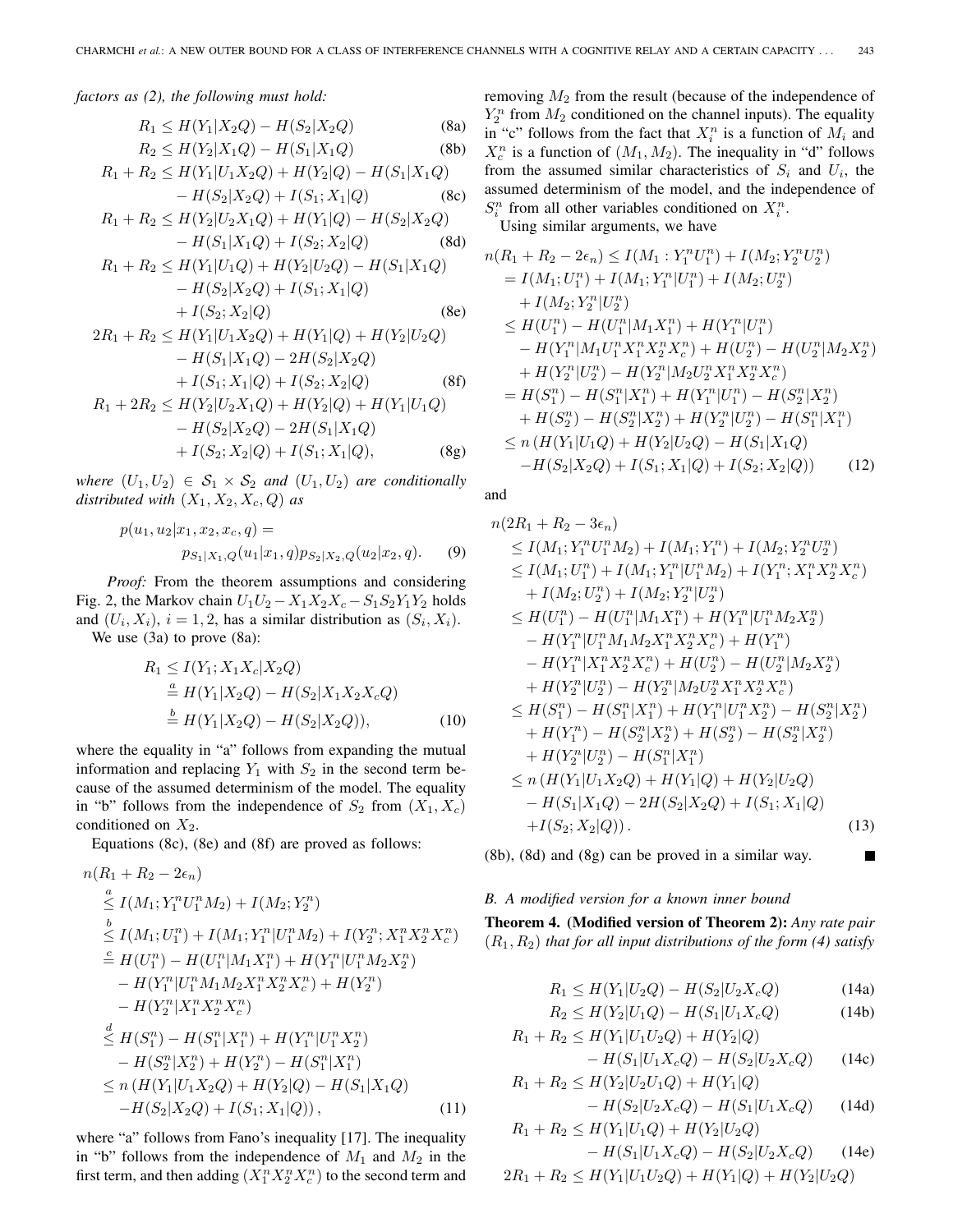*factors as (2), the following must hold:*

$$R_1 \leq H(Y_1|X_2Q) - H(S_2|X_2Q) \tag{8a}$$

$$R_2 \leq H(Y_2|X_1Q) - H(S_1|X_1Q) \tag{8b}$$

$$R_1 + R_2 \leq H(Y_1|U_1X_2Q) + H(Y_2|Q) - H(S_1|X_1Q) - H(S_2|X_2Q) + I(S_1;X_1|Q) \tag{8c}$$

$$R_1 + R_2 \leq H(Y_2|U_2X_1Q) + H(Y_1|Q) - H(S_2|X_2Q) - H(S_1|X_1Q) + I(S_2;X_2|Q) \tag{8d}$$

$$R_1 + R_2 \leq H(Y_1|U_1Q) + H(Y_2|U_2Q) - H(S_1|X_1Q) - H(S_2|X_2Q) + I(S_1;X_1|Q) + I(S_2;X_2|Q) \tag{8e}$$

$$2R_1 + R_2 \leq H(Y_1|U_1X_2Q) + H(Y_1|Q) + H(Y_2|U_2Q) - H(S_1|X_1Q) - 2H(S_2|X_2Q) + I(S_1;X_1|Q) + I(S_2;X_2|Q) \tag{8f}$$

$$R_1 + 2R_2 \leq H(Y_2|U_2X_1Q) + H(Y_2|Q) + H(Y_1|U_1Q) - H(S_2|X_2Q) - 2H(S_1|X_1Q) + I(S_2;X_2|Q) + I(S_1;X_1|Q), \tag{8g}$$

*where* $(U_1, U_2) \in \mathcal{S}_1 \times \mathcal{S}_2$ *and* $(U_1, U_2)$ *are conditionally distributed with* $(X_1, X_2, X_c, Q)$ *as*

$$p(u_1, u_2|x_1, x_2, x_c, q) = p_{S_1|X_1,Q}(u_1|x_1, q)p_{S_2|X_2,Q}(u_2|x_2, q). \tag{9}$$

*Proof:* From the theorem assumptions and considering Fig. 2, the Markov chain $U_1U_2 - X_1X_2X_c - S_1S_2Y_1Y_2$ holds and $(U_i, X_i)$, $i = 1, 2$, has a similar distribution as $(S_i, X_i)$.

We use (3a) to prove (8a):

$$\begin{aligned}
R_1 &\leq I(Y_1;X_1X_c|X_2Q) \\
&\overset{a}{=} H(Y_1|X_2Q) - H(S_2|X_1X_2X_cQ) \\
&\overset{b}{=} H(Y_1|X_2Q) - H(S_2|X_2Q)),
\end{aligned} \tag{10}$$

where the equality in "a" follows from expanding the mutual information and replacing $Y_1$ with $S_2$ in the second term because of the assumed determinism of the model. The equality in "b" follows from the independence of $S_2$ from $(X_1, X_c)$ conditioned on $X_2$.

Equations (8c), (8e) and (8f) are proved as follows:

$$\begin{aligned}
&n(R_1 + R_2 - 2\epsilon_n) \\
&\overset{a}{\leq} I(M_1;Y_1^nU_1^nM_2) + I(M_2;Y_2^n) \\
&\overset{b}{\leq} I(M_1;U_1^n) + I(M_1;Y_1^n|U_1^nM_2) + I(Y_2^n;X_1^nX_2^nX_c^n) \\
&\overset{c}{=} H(U_1^n) - H(U_1^n|M_1X_1^n) + H(Y_1^n|U_1^nM_2X_2^n) \\
&\quad - H(Y_1^n|U_1^nM_1M_2X_1^nX_2^nX_c^n) + H(Y_2^n) \\
&\quad - H(Y_2^n|X_1^nX_2^nX_c^n) \\
&\overset{d}{\leq} H(S_1^n) - H(S_1^n|X_1^n) + H(Y_1^n|U_1^nX_2^n) \\
&\quad - H(S_2^n|X_2^n) + H(Y_2^n) - H(S_1^n|X_1^n) \\
&\leq n\left(H(Y_1|U_1X_2Q) + H(Y_2|Q) - H(S_1|X_1Q)\right. \\
&\quad \left.-H(S_2|X_2Q) + I(S_1;X_1|Q)\right),
\end{aligned} \tag{11}$$

where "a" follows from Fano's inequality [17]. The inequality in "b" follows from the independence of $M_1$ and $M_2$ in the first term, and then adding $(X_1^nX_2^nX_c^n)$ to the second term and removing $M_2$ from the result (because of the independence of $Y_2^n$ from $M_2$ conditioned on the channel inputs). The equality in "c" follows from the fact that $X_i^n$ is a function of $M_i$ and $X_c^n$ is a function of $(M_1, M_2)$. The inequality in "d" follows from the assumed similar characteristics of $S_i$ and $U_i$, the assumed determinism of the model, and the independence of $S_i^n$ from all other variables conditioned on $X_i^n$.

Using similar arguments, we have

$$\begin{aligned}
&n(R_1 + R_2 - 2\epsilon_n) \leq I(M_1:Y_1^nU_1^n) + I(M_2;Y_2^nU_2^n) \\
&= I(M_1;U_1^n) + I(M_1;Y_1^n|U_1^n) + I(M_2;U_2^n) \\
&\quad + I(M_2;Y_2^n|U_2^n) \\
&\leq H(U_1^n) - H(U_1^n|M_1X_1^n) + H(Y_1^n|U_1^n) \\
&\quad - H(Y_1^n|M_1U_1^nX_1^nX_2^nX_c^n) + H(U_2^n) - H(U_2^n|M_2X_2^n) \\
&\quad + H(Y_2^n|U_2^n) - H(Y_2^n|M_2U_2^nX_1^nX_2^nX_c^n) \\
&= H(S_1^n) - H(S_1^n|X_1^n) + H(Y_1^n|U_1^n) - H(S_2^n|X_2^n) \\
&\quad + H(S_2^n) - H(S_2^n|X_2^n) + H(Y_2^n|U_2^n) - H(S_1^n|X_1^n) \\
&\leq n\left(H(Y_1|U_1Q) + H(Y_2|U_2Q) - H(S_1|X_1Q)\right. \\
&\quad \left.-H(S_2|X_2Q) + I(S_1;X_1|Q) + I(S_2;X_2|Q)\right)
\end{aligned} \tag{12}$$

and

$$\begin{aligned}
&n(2R_1 + R_2 - 3\epsilon_n) \\
&\leq I(M_1;Y_1^nU_1^nM_2) + I(M_1;Y_1^n) + I(M_2;Y_2^nU_2^n) \\
&\leq I(M_1;U_1^n) + I(M_1;Y_1^n|U_1^nM_2) + I(Y_1^n;X_1^nX_2^nX_c^n) \\
&\quad + I(M_2;U_2^n) + I(M_2;Y_2^n|U_2^n) \\
&\leq H(U_1^n) - H(U_1^n|M_1X_1^n) + H(Y_1^n|U_1^nM_2X_2^n) \\
&\quad - H(Y_1^n|U_1^nM_1M_2X_1^nX_2^nX_c^n) + H(Y_1^n) \\
&\quad - H(Y_1^n|X_1^nX_2^nX_c^n) + H(U_2^n) - H(U_2^n|M_2X_2^n) \\
&\quad + H(Y_2^n|U_2^n) - H(Y_2^n|M_2U_2^nX_1^nX_2^nX_c^n) \\
&\leq H(S_1^n) - H(S_1^n|X_1^n) + H(Y_1^n|U_1^nX_2^n) - H(S_2^n|X_2^n) \\
&\quad + H(Y_1^n) - H(S_2^n|X_2^n) + H(S_2^n) - H(S_2^n|X_2^n) \\
&\quad + H(Y_2^n|U_2^n) - H(S_1^n|X_1^n) \\
&\leq n\left(H(Y_1|U_1X_2Q) + H(Y_1|Q) + H(Y_2|U_2Q)\right. \\
&\quad - H(S_1|X_1Q) - 2H(S_2|X_2Q) + I(S_1;X_1|Q) \\
&\quad \left.+I(S_2;X_2|Q)\right).
\end{aligned} \tag{13}$$

(8b), (8d) and (8g) can be proved in a similar way. ■

### B. A modified version for a known inner bound

**Theorem 4. (Modified version of Theorem 2):** *Any rate pair* $(R_1, R_2)$ *that for all input distributions of the form (4) satisfy*

$$R_1 \leq H(Y_1|U_2Q) - H(S_2|U_2X_cQ) \tag{14a}$$

$$R_2 \leq H(Y_2|U_1Q) - H(S_1|U_1X_cQ) \tag{14b}$$

$$R_1 + R_2 \leq H(Y_1|U_1U_2Q) + H(Y_2|Q) - H(S_1|U_1X_cQ) - H(S_2|U_2X_cQ) \tag{14c}$$

$$R_1 + R_2 \leq H(Y_2|U_2U_1Q) + H(Y_1|Q) - H(S_2|U_2X_cQ) - H(S_1|U_1X_cQ) \tag{14d}$$

$$R_1 + R_2 \leq H(Y_1|U_1Q) + H(Y_2|U_2Q) - H(S_1|U_1X_cQ) - H(S_2|U_2X_cQ) \tag{14e}$$

$$2R_1 + R_2 \leq H(Y_1|U_1U_2Q) + H(Y_1|Q) + H(Y_2|U_2Q)$$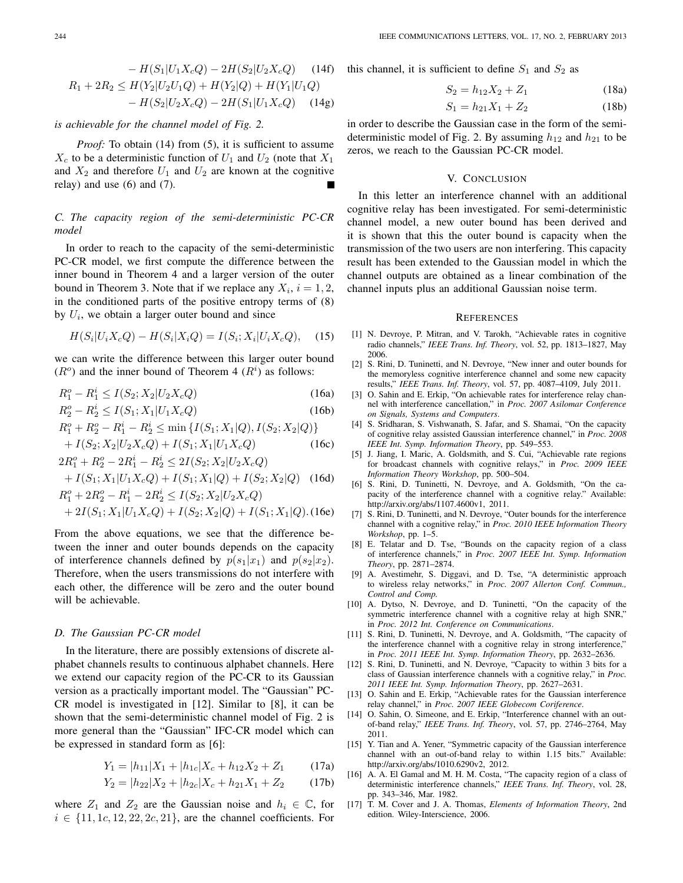$$- H(S_1|U_1X_cQ) - 2H(S_2|U_2X_cQ) \quad (14f)$$

$$R_1 + 2R_2 \leq H(Y_2|U_2U_1Q) + H(Y_2|Q) + H(Y_1|U_1Q)$$
$$- H(S_2|U_2X_cQ) - 2H(S_1|U_1X_cQ) \quad (14g)$$

*is achievable for the channel model of Fig. 2.*

*Proof:* To obtain (14) from (5), it is sufficient to assume $X_c$ to be a deterministic function of $U_1$ and $U_2$ (note that $X_1$ and $X_2$ and therefore $U_1$ and $U_2$ are known at the cognitive relay) and use (6) and (7). ∎

### *C. The capacity region of the semi-deterministic PC-CR model*

In order to reach to the capacity of the semi-deterministic PC-CR model, we first compute the difference between the inner bound in Theorem 4 and a larger version of the outer bound in Theorem 3. Note that if we replace any $X_i$, $i = 1, 2$, in the conditioned parts of the positive entropy terms of (8) by $U_i$, we obtain a larger outer bound and since

$$H(S_i|U_iX_cQ) - H(S_i|X_iQ) = I(S_i; X_i|U_iX_cQ), \quad (15)$$

we can write the difference between this larger outer bound ($R^o$) and the inner bound of Theorem 4 ($R^i$) as follows:

$$R_1^o - R_1^i \leq I(S_2; X_2|U_2X_cQ) \quad (16a)$$

$$R_2^o - R_2^i \leq I(S_1; X_1|U_1X_cQ) \quad (16b)$$

$$R_1^o + R_2^o - R_1^i - R_2^i \leq \min\{I(S_1; X_1|Q), I(S_2; X_2|Q)\}$$
$$+ I(S_2; X_2|U_2X_cQ) + I(S_1; X_1|U_1X_cQ) \quad (16c)$$

$$2R_1^o + R_2^o - 2R_1^i - R_2^i \leq 2I(S_2; X_2|U_2X_cQ)$$
$$+ I(S_1; X_1|U_1X_cQ) + I(S_1; X_1|Q) + I(S_2; X_2|Q) \quad (16d)$$

$$R_1^o + 2R_2^o - R_1^i - 2R_2^i \leq I(S_2; X_2|U_2X_cQ)$$
$$+ 2I(S_1; X_1|U_1X_cQ) + I(S_2; X_2|Q) + I(S_1; X_1|Q). \quad (16e)$$

From the above equations, we see that the difference between the inner and outer bounds depends on the capacity of interference channels defined by $p(s_1|x_1)$ and $p(s_2|x_2)$. Therefore, when the users transmissions do not interfere with each other, the difference will be zero and the outer bound will be achievable.

### *D. The Gaussian PC-CR model*

In the literature, there are possibly extensions of discrete alphabet channels results to continuous alphabet channels. Here we extend our capacity region of the PC-CR to its Gaussian version as a practically important model. The "Gaussian" PC-CR model is investigated in [12]. Similar to [8], it can be shown that the semi-deterministic channel model of Fig. 2 is more general than the "Gaussian" IFC-CR model which can be expressed in standard form as [6]:

$$Y_1 = |h_{11}|X_1 + |h_{1c}|X_c + h_{12}X_2 + Z_1 \quad (17a)$$

$$Y_2 = |h_{22}|X_2 + |h_{2c}|X_c + h_{21}X_1 + Z_2 \quad (17b)$$

where $Z_1$ and $Z_2$ are the Gaussian noise and $h_i \in \mathbb{C}$, for $i \in \{11, 1c, 12, 22, 2c, 21\}$, are the channel coefficients. For this channel, it is sufficient to define $S_1$ and $S_2$ as

$$S_2 = h_{12}X_2 + Z_1 \quad (18a)$$

$$S_1 = h_{21}X_1 + Z_2 \quad (18b)$$

in order to describe the Gaussian case in the form of the semi-deterministic model of Fig. 2. By assuming $h_{12}$ and $h_{21}$ to be zeros, we reach to the Gaussian PC-CR model.

## V. Conclusion

In this letter an interference channel with an additional cognitive relay has been investigated. For semi-deterministic channel model, a new outer bound has been derived and it is shown that this the outer bound is capacity when the transmission of the two users are non interfering. This capacity result has been extended to the Gaussian model in which the channel outputs are obtained as a linear combination of the channel inputs plus an additional Gaussian noise term.

## References

[1] N. Devroye, P. Mitran, and V. Tarokh, "Achievable rates in cognitive radio channels," *IEEE Trans. Inf. Theory*, vol. 52, pp. 1813–1827, May 2006.

[2] S. Rini, D. Tuninetti, and N. Devroye, "New inner and outer bounds for the memoryless cognitive interference channel and some new capacity results," *IEEE Trans. Inf. Theory*, vol. 57, pp. 4087–4109, July 2011.

[3] O. Sahin and E. Erkip, "On achievable rates for interference relay channel with interference cancellation," in *Proc. 2007 Asilomar Conference on Signals, Systems and Computers*.

[4] S. Sridharan, S. Vishwanath, S. Jafar, and S. Shamai, "On the capacity of cognitive relay assisted Gaussian interference channel," in *Proc. 2008 IEEE Int. Symp. Information Theory*, pp. 549–553.

[5] J. Jiang, I. Maric, A. Goldsmith, and S. Cui, "Achievable rate regions for broadcast channels with cognitive relays," in *Proc. 2009 IEEE Information Theory Workshop*, pp. 500–504.

[6] S. Rini, D. Tuninetti, N. Devroye, and A. Goldsmith, "On the capacity of the interference channel with a cognitive relay." Available: http://arxiv.org/abs/1107.4600v1, 2011.

[7] S. Rini, D. Tuninetti, and N. Devroye, "Outer bounds for the interference channel with a cognitive relay," in *Proc. 2010 IEEE Information Theory Workshop*, pp. 1–5.

[8] E. Telatar and D. Tse, "Bounds on the capacity region of a class of interference channels," in *Proc. 2007 IEEE Int. Symp. Information Theory*, pp. 2871–2874.

[9] A. Avestimehr, S. Diggavi, and D. Tse, "A deterministic approach to wireless relay networks," in *Proc. 2007 Allerton Conf. Commun., Control and Comp.*

[10] A. Dytso, N. Devroye, and D. Tuninetti, "On the capacity of the symmetric interference channel with a cognitive relay at high SNR," in *Proc. 2012 Int. Conference on Communications*.

[11] S. Rini, D. Tuninetti, N. Devroye, and A. Goldsmith, "The capacity of the interference channel with a cognitive relay in strong interference," in *Proc. 2011 IEEE Int. Symp. Information Theory*, pp. 2632–2636.

[12] S. Rini, D. Tuninetti, and N. Devroye, "Capacity to within 3 bits for a class of Gaussian interference channels with a cognitive relay," in *Proc. 2011 IEEE Int. Symp. Information Theory*, pp. 2627–2631.

[13] O. Sahin and E. Erkip, "Achievable rates for the Gaussian interference relay channel," in *Proc. 2007 IEEE Globecom Coriference*.

[14] O. Sahin, O. Simeone, and E. Erkip, "Interference channel with an out-of-band relay," *IEEE Trans. Inf. Theory*, vol. 57, pp. 2746–2764, May 2011.

[15] Y. Tian and A. Yener, "Symmetric capacity of the Gaussian interference channel with an out-of-band relay to within 1.15 bits." Available: http://arxiv.org/abs/1010.6290v2, 2012.

[16] A. A. El Gamal and M. H. M. Costa, "The capacity region of a class of deterministic interference channels," *IEEE Trans. Inf. Theory*, vol. 28, pp. 343–346, Mar. 1982.

[17] T. M. Cover and J. A. Thomas, *Elements of Information Theory*, 2nd edition. Wiley-Interscience, 2006.